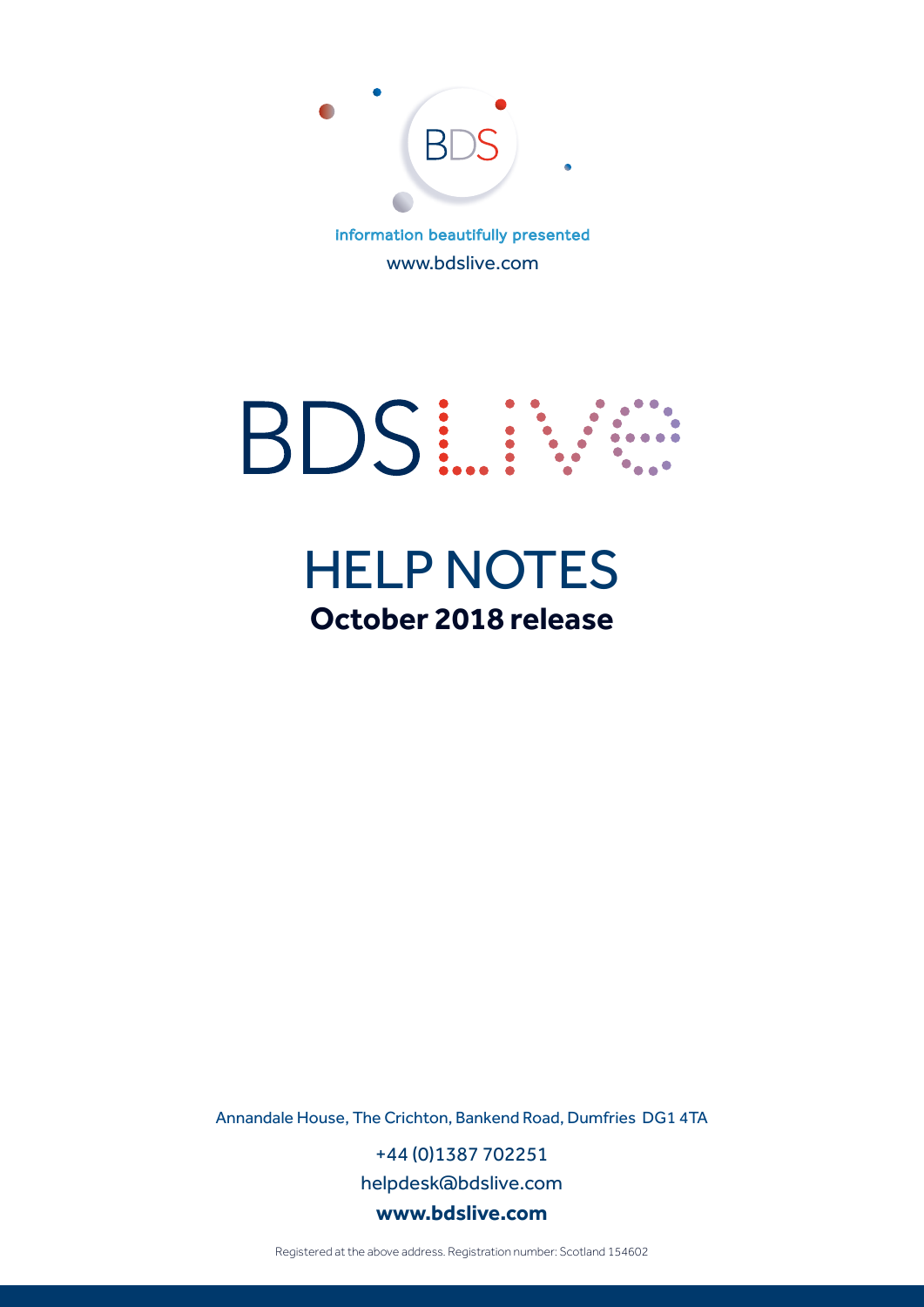BDS

Information beautifully presented

www.bdslive.com

# BDSLIVE

# HELP NOTES

**October 2018 release**

Annandale House, The Crichton, Bankend Road, Dumfries DG1 4TA

+44 (0)1387 702251

helpdesk@bdslive.com

**www.bdslive.com**

Registered at the above address. Registration number: Scotland 154602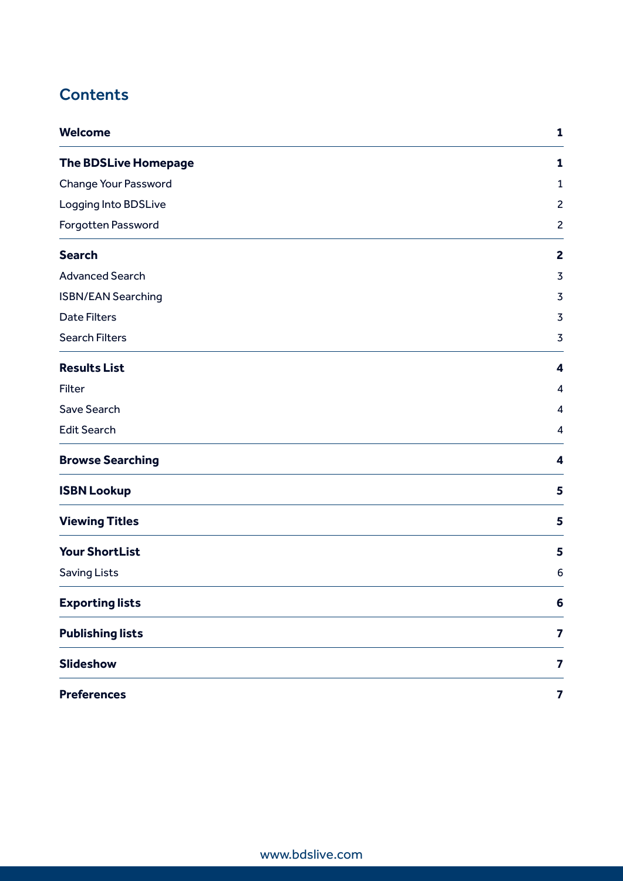# Contents

| | |
|---|---|
| **Welcome** | **1** |
| **The BDSLive Homepage** | **1** |
| Change Your Password | 1 |
| Logging Into BDSLive | 2 |
| Forgotten Password | 2 |
| **Search** | **2** |
| Advanced Search | 3 |
| ISBN/EAN Searching | 3 |
| Date Filters | 3 |
| Search Filters | 3 |
| **Results List** | **4** |
| Filter | 4 |
| Save Search | 4 |
| Edit Search | 4 |
| **Browse Searching** | **4** |
| **ISBN Lookup** | **5** |
| **Viewing Titles** | **5** |
| **Your ShortList** | **5** |
| Saving Lists | 6 |
| **Exporting lists** | **6** |
| **Publishing lists** | **7** |
| **Slideshow** | **7** |
| **Preferences** | **7** |

www.bdslive.com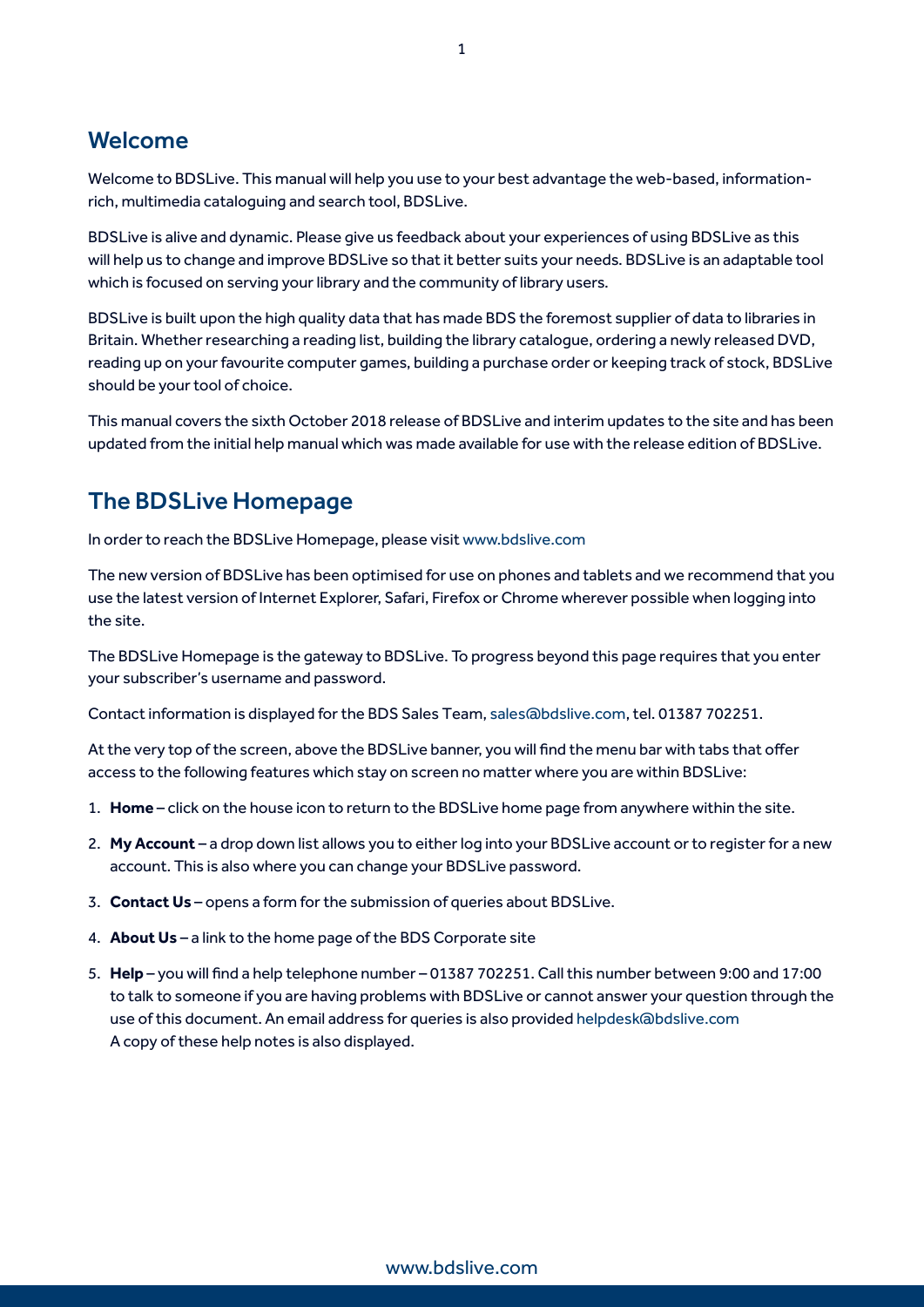## Welcome

Welcome to BDSLive. This manual will help you use to your best advantage the web-based, information-rich, multimedia cataloguing and search tool, BDSLive.

BDSLive is alive and dynamic. Please give us feedback about your experiences of using BDSLive as this will help us to change and improve BDSLive so that it better suits your needs. BDSLive is an adaptable tool which is focused on serving your library and the community of library users.

BDSLive is built upon the high quality data that has made BDS the foremost supplier of data to libraries in Britain. Whether researching a reading list, building the library catalogue, ordering a newly released DVD, reading up on your favourite computer games, building a purchase order or keeping track of stock, BDSLive should be your tool of choice.

This manual covers the sixth October 2018 release of BDSLive and interim updates to the site and has been updated from the initial help manual which was made available for use with the release edition of BDSLive.

## The BDSLive Homepage

In order to reach the BDSLive Homepage, please visit www.bdslive.com

The new version of BDSLive has been optimised for use on phones and tablets and we recommend that you use the latest version of Internet Explorer, Safari, Firefox or Chrome wherever possible when logging into the site.

The BDSLive Homepage is the gateway to BDSLive. To progress beyond this page requires that you enter your subscriber's username and password.

Contact information is displayed for the BDS Sales Team, sales@bdslive.com, tel. 01387 702251.

At the very top of the screen, above the BDSLive banner, you will find the menu bar with tabs that offer access to the following features which stay on screen no matter where you are within BDSLive:

1. **Home** – click on the house icon to return to the BDSLive home page from anywhere within the site.
2. **My Account** – a drop down list allows you to either log into your BDSLive account or to register for a new account. This is also where you can change your BDSLive password.
3. **Contact Us** – opens a form for the submission of queries about BDSLive.
4. **About Us** – a link to the home page of the BDS Corporate site
5. **Help** – you will find a help telephone number – 01387 702251. Call this number between 9:00 and 17:00 to talk to someone if you are having problems with BDSLive or cannot answer your question through the use of this document. An email address for queries is also provided helpdesk@bdslive.com
   A copy of these help notes is also displayed.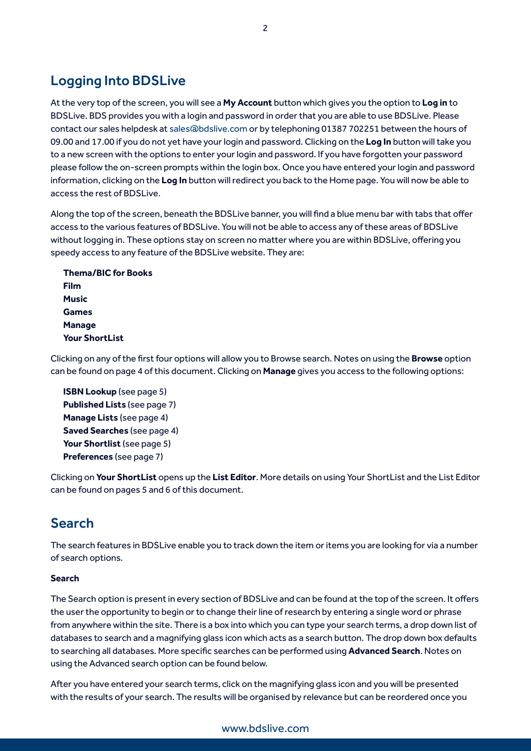## Logging Into BDSLive

At the very top of the screen, you will see a **My Account** button which gives you the option to **Log in** to BDSLive. BDS provides you with a login and password in order that you are able to use BDSLive. Please contact our sales helpdesk at sales@bdslive.com or by telephoning 01387 702251 between the hours of 09.00 and 17.00 if you do not yet have your login and password. Clicking on the **Log In** button will take you to a new screen with the options to enter your login and password. If you have forgotten your password please follow the on-screen prompts within the login box. Once you have entered your login and password information, clicking on the **Log In** button will redirect you back to the Home page. You will now be able to access the rest of BDSLive.

Along the top of the screen, beneath the BDSLive banner, you will find a blue menu bar with tabs that offer access to the various features of BDSLive. You will not be able to access any of these areas of BDSLive without logging in. These options stay on screen no matter where you are within BDSLive, offering you speedy access to any feature of the BDSLive website. They are:

**Thema/BIC for Books**
**Film**
**Music**
**Games**
**Manage**
**Your ShortList**

Clicking on any of the first four options will allow you to Browse search. Notes on using the **Browse** option can be found on page 4 of this document. Clicking on **Manage** gives you access to the following options:

**ISBN Lookup** (see page 5)
**Published Lists** (see page 7)
**Manage Lists** (see page 4)
**Saved Searches** (see page 4)
**Your Shortlist** (see page 5)
**Preferences** (see page 7)

Clicking on **Your ShortList** opens up the **List Editor**. More details on using Your ShortList and the List Editor can be found on pages 5 and 6 of this document.

## Search

The search features in BDSLive enable you to track down the item or items you are looking for via a number of search options.

**Search**

The Search option is present in every section of BDSLive and can be found at the top of the screen. It offers the user the opportunity to begin or to change their line of research by entering a single word or phrase from anywhere within the site. There is a box into which you can type your search terms, a drop down list of databases to search and a magnifying glass icon which acts as a search button. The drop down box defaults to searching all databases. More specific searches can be performed using **Advanced Search**. Notes on using the Advanced search option can be found below.

After you have entered your search terms, click on the magnifying glass icon and you will be presented with the results of your search. The results will be organised by relevance but can be reordered once you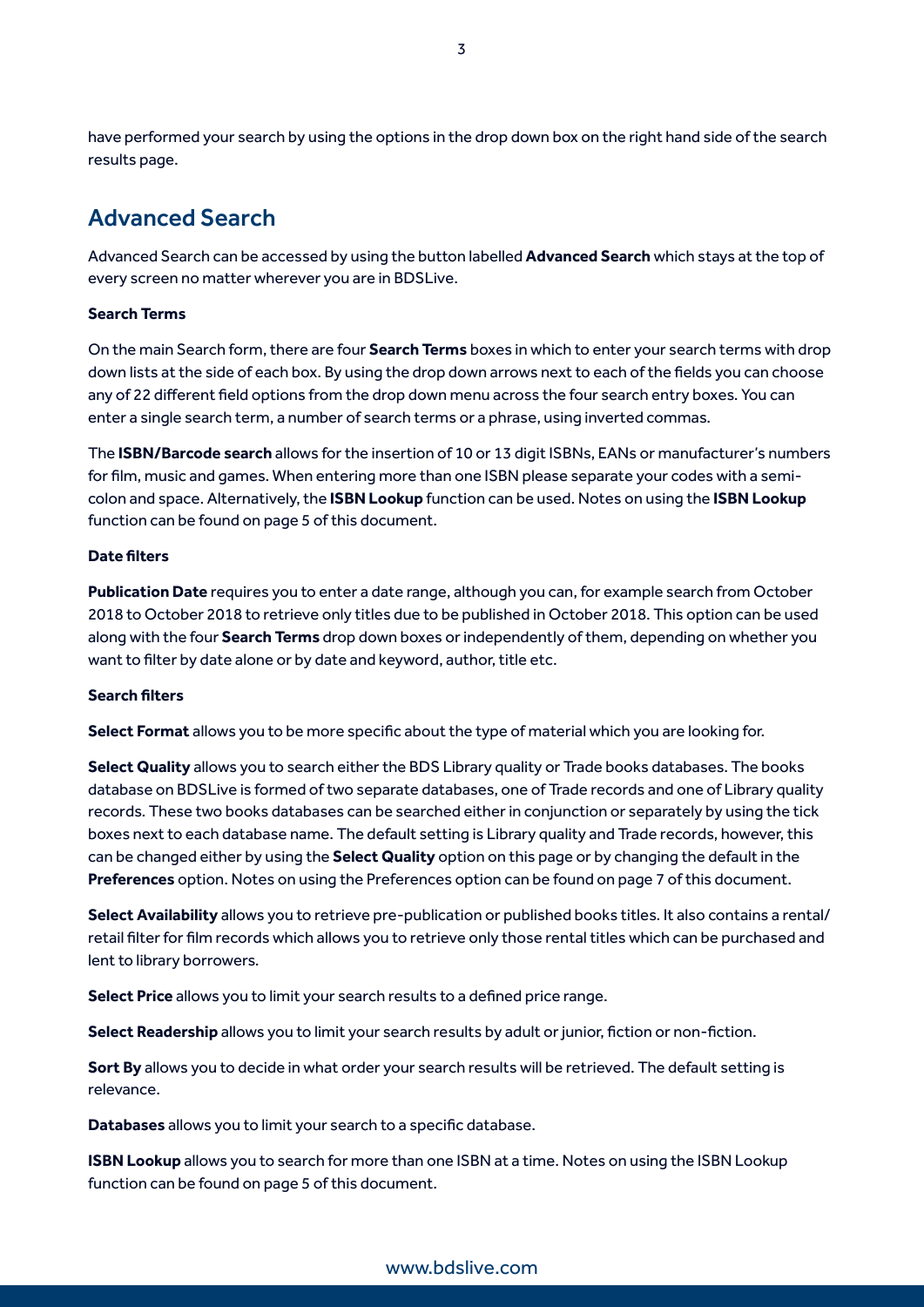have performed your search by using the options in the drop down box on the right hand side of the search results page.

## Advanced Search

Advanced Search can be accessed by using the button labelled **Advanced Search** which stays at the top of every screen no matter wherever you are in BDSLive.

**Search Terms**

On the main Search form, there are four **Search Terms** boxes in which to enter your search terms with drop down lists at the side of each box. By using the drop down arrows next to each of the fields you can choose any of 22 different field options from the drop down menu across the four search entry boxes. You can enter a single search term, a number of search terms or a phrase, using inverted commas.

The **ISBN/Barcode search** allows for the insertion of 10 or 13 digit ISBNs, EANs or manufacturer's numbers for film, music and games. When entering more than one ISBN please separate your codes with a semi-colon and space. Alternatively, the **ISBN Lookup** function can be used. Notes on using the **ISBN Lookup** function can be found on page 5 of this document.

**Date filters**

**Publication Date** requires you to enter a date range, although you can, for example search from October 2018 to October 2018 to retrieve only titles due to be published in October 2018. This option can be used along with the four **Search Terms** drop down boxes or independently of them, depending on whether you want to filter by date alone or by date and keyword, author, title etc.

**Search filters**

**Select Format** allows you to be more specific about the type of material which you are looking for.

**Select Quality** allows you to search either the BDS Library quality or Trade books databases. The books database on BDSLive is formed of two separate databases, one of Trade records and one of Library quality records. These two books databases can be searched either in conjunction or separately by using the tick boxes next to each database name. The default setting is Library quality and Trade records, however, this can be changed either by using the **Select Quality** option on this page or by changing the default in the **Preferences** option. Notes on using the Preferences option can be found on page 7 of this document.

**Select Availability** allows you to retrieve pre-publication or published books titles. It also contains a rental/retail filter for film records which allows you to retrieve only those rental titles which can be purchased and lent to library borrowers.

**Select Price** allows you to limit your search results to a defined price range.

**Select Readership** allows you to limit your search results by adult or junior, fiction or non-fiction.

**Sort By** allows you to decide in what order your search results will be retrieved. The default setting is relevance.

**Databases** allows you to limit your search to a specific database.

**ISBN Lookup** allows you to search for more than one ISBN at a time. Notes on using the ISBN Lookup function can be found on page 5 of this document.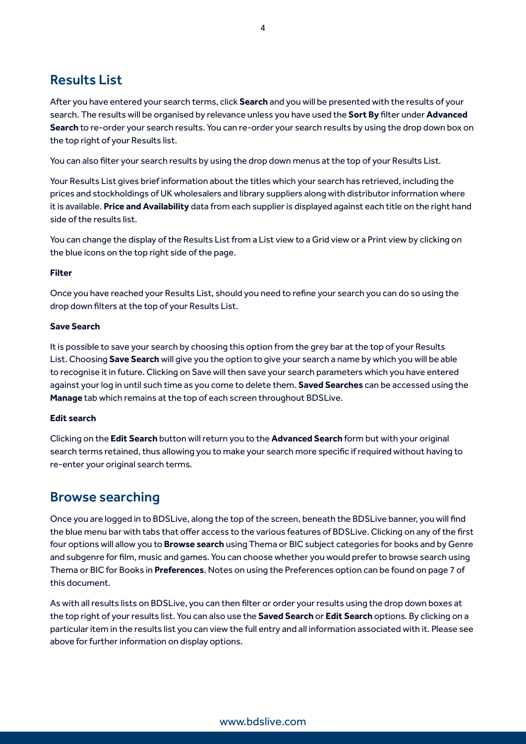## Results List

After you have entered your search terms, click **Search** and you will be presented with the results of your search. The results will be organised by relevance unless you have used the **Sort By** filter under **Advanced Search** to re-order your search results. You can re-order your search results by using the drop down box on the top right of your Results list.

You can also filter your search results by using the drop down menus at the top of your Results List.

Your Results List gives brief information about the titles which your search has retrieved, including the prices and stockholdings of UK wholesalers and library suppliers along with distributor information where it is available. **Price and Availability** data from each supplier is displayed against each title on the right hand side of the results list.

You can change the display of the Results List from a List view to a Grid view or a Print view by clicking on the blue icons on the top right side of the page.

**Filter**

Once you have reached your Results List, should you need to refine your search you can do so using the drop down filters at the top of your Results List.

**Save Search**

It is possible to save your search by choosing this option from the grey bar at the top of your Results List. Choosing **Save Search** will give you the option to give your search a name by which you will be able to recognise it in future. Clicking on Save will then save your search parameters which you have entered against your log in until such time as you come to delete them. **Saved Searches** can be accessed using the **Manage** tab which remains at the top of each screen throughout BDSLive.

**Edit search**

Clicking on the **Edit Search** button will return you to the **Advanced Search** form but with your original search terms retained, thus allowing you to make your search more specific if required without having to re-enter your original search terms.

## Browse searching

Once you are logged in to BDSLive, along the top of the screen, beneath the BDSLive banner, you will find the blue menu bar with tabs that offer access to the various features of BDSLive. Clicking on any of the first four options will allow you to **Browse search** using Thema or BIC subject categories for books and by Genre and subgenre for film, music and games. You can choose whether you would prefer to browse search using Thema or BIC for Books in **Preferences**. Notes on using the Preferences option can be found on page 7 of this document.

As with all results lists on BDSLive, you can then filter or order your results using the drop down boxes at the top right of your results list. You can also use the **Saved Search** or **Edit Search** options. By clicking on a particular item in the results list you can view the full entry and all information associated with it. Please see above for further information on display options.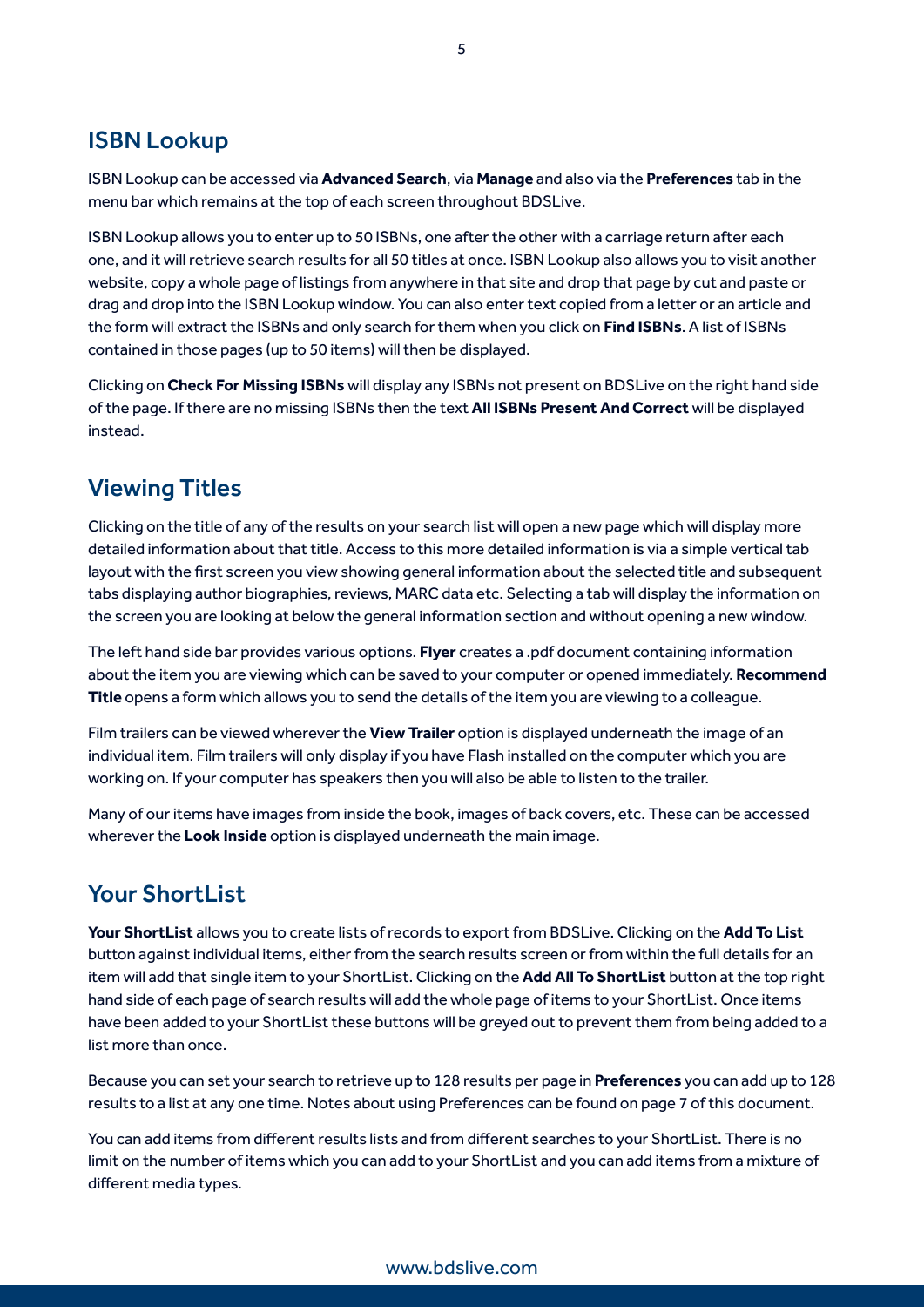## ISBN Lookup

ISBN Lookup can be accessed via **Advanced Search**, via **Manage** and also via the **Preferences** tab in the menu bar which remains at the top of each screen throughout BDSLive.

ISBN Lookup allows you to enter up to 50 ISBNs, one after the other with a carriage return after each one, and it will retrieve search results for all 50 titles at once. ISBN Lookup also allows you to visit another website, copy a whole page of listings from anywhere in that site and drop that page by cut and paste or drag and drop into the ISBN Lookup window. You can also enter text copied from a letter or an article and the form will extract the ISBNs and only search for them when you click on **Find ISBNs**. A list of ISBNs contained in those pages (up to 50 items) will then be displayed.

Clicking on **Check For Missing ISBNs** will display any ISBNs not present on BDSLive on the right hand side of the page. If there are no missing ISBNs then the text **All ISBNs Present And Correct** will be displayed instead.

## Viewing Titles

Clicking on the title of any of the results on your search list will open a new page which will display more detailed information about that title. Access to this more detailed information is via a simple vertical tab layout with the first screen you view showing general information about the selected title and subsequent tabs displaying author biographies, reviews, MARC data etc. Selecting a tab will display the information on the screen you are looking at below the general information section and without opening a new window.

The left hand side bar provides various options. **Flyer** creates a .pdf document containing information about the item you are viewing which can be saved to your computer or opened immediately. **Recommend Title** opens a form which allows you to send the details of the item you are viewing to a colleague.

Film trailers can be viewed wherever the **View Trailer** option is displayed underneath the image of an individual item. Film trailers will only display if you have Flash installed on the computer which you are working on. If your computer has speakers then you will also be able to listen to the trailer.

Many of our items have images from inside the book, images of back covers, etc. These can be accessed wherever the **Look Inside** option is displayed underneath the main image.

## Your ShortList

**Your ShortList** allows you to create lists of records to export from BDSLive. Clicking on the **Add To List** button against individual items, either from the search results screen or from within the full details for an item will add that single item to your ShortList. Clicking on the **Add All To ShortList** button at the top right hand side of each page of search results will add the whole page of items to your ShortList. Once items have been added to your ShortList these buttons will be greyed out to prevent them from being added to a list more than once.

Because you can set your search to retrieve up to 128 results per page in **Preferences** you can add up to 128 results to a list at any one time. Notes about using Preferences can be found on page 7 of this document.

You can add items from different results lists and from different searches to your ShortList. There is no limit on the number of items which you can add to your ShortList and you can add items from a mixture of different media types.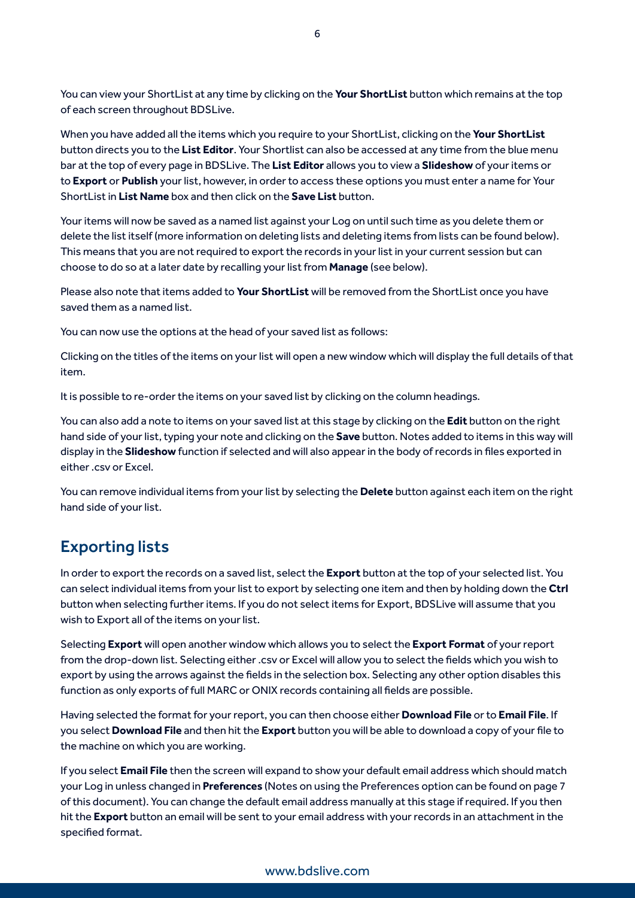You can view your ShortList at any time by clicking on the **Your ShortList** button which remains at the top of each screen throughout BDSLive.

When you have added all the items which you require to your ShortList, clicking on the **Your ShortList** button directs you to the **List Editor**. Your Shortlist can also be accessed at any time from the blue menu bar at the top of every page in BDSLive. The **List Editor** allows you to view a **Slideshow** of your items or to **Export** or **Publish** your list, however, in order to access these options you must enter a name for Your ShortList in **List Name** box and then click on the **Save List** button.

Your items will now be saved as a named list against your Log on until such time as you delete them or delete the list itself (more information on deleting lists and deleting items from lists can be found below). This means that you are not required to export the records in your list in your current session but can choose to do so at a later date by recalling your list from **Manage** (see below).

Please also note that items added to **Your ShortList** will be removed from the ShortList once you have saved them as a named list.

You can now use the options at the head of your saved list as follows:

Clicking on the titles of the items on your list will open a new window which will display the full details of that item.

It is possible to re-order the items on your saved list by clicking on the column headings.

You can also add a note to items on your saved list at this stage by clicking on the **Edit** button on the right hand side of your list, typing your note and clicking on the **Save** button. Notes added to items in this way will display in the **Slideshow** function if selected and will also appear in the body of records in files exported in either .csv or Excel.

You can remove individual items from your list by selecting the **Delete** button against each item on the right hand side of your list.

## Exporting lists

In order to export the records on a saved list, select the **Export** button at the top of your selected list. You can select individual items from your list to export by selecting one item and then by holding down the **Ctrl** button when selecting further items. If you do not select items for Export, BDSLive will assume that you wish to Export all of the items on your list.

Selecting **Export** will open another window which allows you to select the **Export Format** of your report from the drop-down list. Selecting either .csv or Excel will allow you to select the fields which you wish to export by using the arrows against the fields in the selection box. Selecting any other option disables this function as only exports of full MARC or ONIX records containing all fields are possible.

Having selected the format for your report, you can then choose either **Download File** or to **Email File**. If you select **Download File** and then hit the **Export** button you will be able to download a copy of your file to the machine on which you are working.

If you select **Email File** then the screen will expand to show your default email address which should match your Log in unless changed in **Preferences** (Notes on using the Preferences option can be found on page 7 of this document). You can change the default email address manually at this stage if required. If you then hit the **Export** button an email will be sent to your email address with your records in an attachment in the specified format.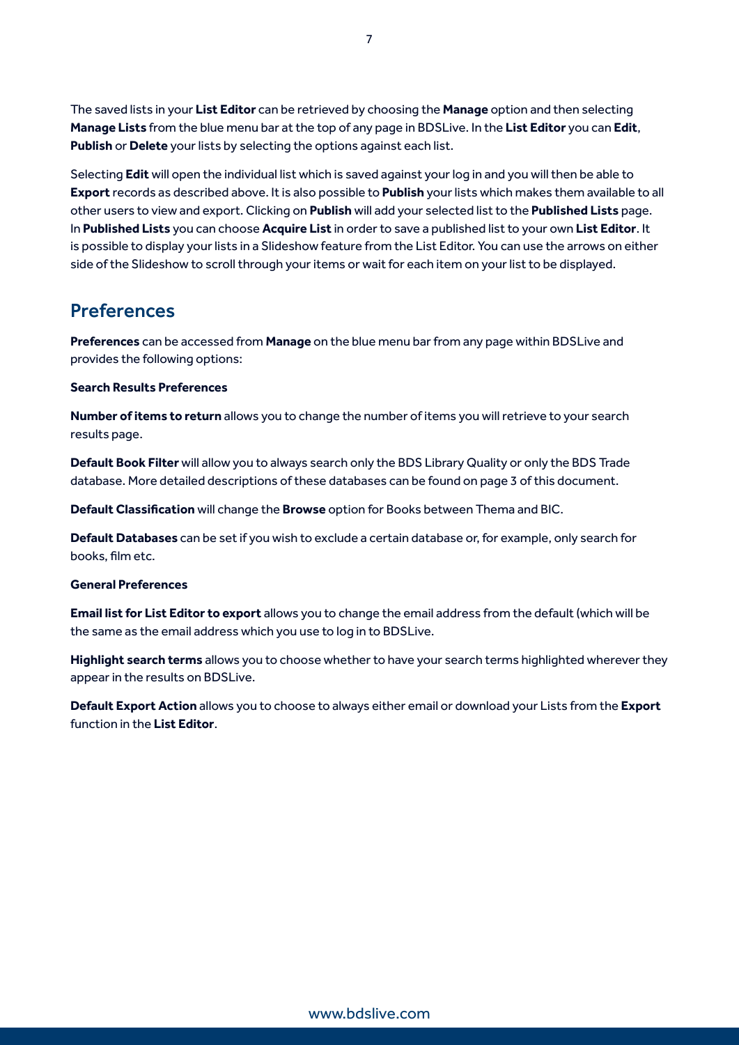The saved lists in your **List Editor** can be retrieved by choosing the **Manage** option and then selecting **Manage Lists** from the blue menu bar at the top of any page in BDSLive. In the **List Editor** you can **Edit**, **Publish** or **Delete** your lists by selecting the options against each list.

Selecting **Edit** will open the individual list which is saved against your log in and you will then be able to **Export** records as described above. It is also possible to **Publish** your lists which makes them available to all other users to view and export. Clicking on **Publish** will add your selected list to the **Published Lists** page. In **Published Lists** you can choose **Acquire List** in order to save a published list to your own **List Editor**. It is possible to display your lists in a Slideshow feature from the List Editor. You can use the arrows on either side of the Slideshow to scroll through your items or wait for each item on your list to be displayed.

## Preferences

**Preferences** can be accessed from **Manage** on the blue menu bar from any page within BDSLive and provides the following options:

**Search Results Preferences**

**Number of items to return** allows you to change the number of items you will retrieve to your search results page.

**Default Book Filter** will allow you to always search only the BDS Library Quality or only the BDS Trade database. More detailed descriptions of these databases can be found on page 3 of this document.

**Default Classification** will change the **Browse** option for Books between Thema and BIC.

**Default Databases** can be set if you wish to exclude a certain database or, for example, only search for books, film etc.

**General Preferences**

**Email list for List Editor to export** allows you to change the email address from the default (which will be the same as the email address which you use to log in to BDSLive.

**Highlight search terms** allows you to choose whether to have your search terms highlighted wherever they appear in the results on BDSLive.

**Default Export Action** allows you to choose to always either email or download your Lists from the **Export** function in the **List Editor**.